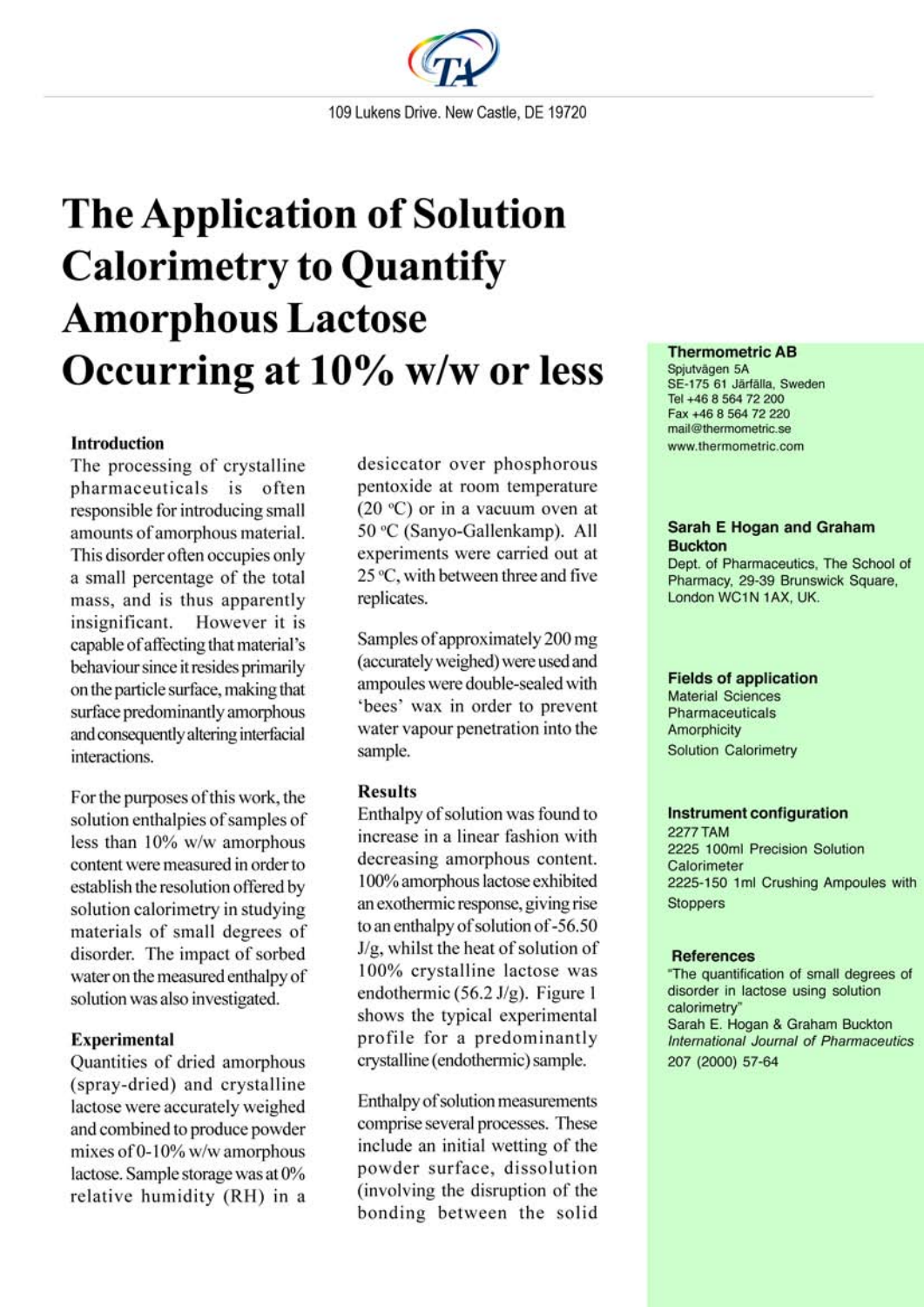109 Lukens Drive. New Castle, DE 19720

# The Application of Solution Calorimetry to Quantify Amorphous Lactose Occurring at 10% w/w or less

## Introduction

The processing of crystalline pharmaceuticals is often responsible for introducing small amounts of amorphous material. This disorder often occupies only a small percentage of the total mass, and is thus apparently insignificant. However it is capable of affecting that material's behaviour since it resides primarily on the particle surface, making that surface predominantly amorphous and consequently altering interfacial interactions.

For the purposes of this work, the solution enthalpies of samples of less than 10% w/w amorphous content were measured in order to establish the resolution offered by solution calorimetry in studying materials of small degrees of disorder. The impact of sorbed water on the measured enthalpy of solution was also investigated.

## Experimental

Quantities of dried amorphous (spray-dried) and crystalline lactose were accurately weighed and combined to produce powder mixes of 0-10% w/w amorphous lactose. Sample storage was at 0% relative humidity (RH) in a desiccator over phosphorous pentoxide at room temperature (20 °C) or in a vacuum oven at 50 °C (Sanyo-Gallenkamp). All experiments were carried out at 25 °C, with between three and five replicates.

Samples of approximately 200 mg (accurately weighed) were used and ampoules were double-sealed with 'bees' wax in order to prevent water vapour penetration into the sample.

## Results

Enthalpy of solution was found to increase in a linear fashion with decreasing amorphous content. 100% amorphous lactose exhibited an exothermic response, giving rise to an enthalpy of solution of -56.50 J/g, whilst the heat of solution of 100% crystalline lactose was endothermic (56.2 J/g). Figure 1 shows the typical experimental profile for a predominantly crystalline (endothermic) sample.

Enthalpy of solution measurements comprise several processes. These include an initial wetting of the powder surface, dissolution (involving the disruption of the bonding between the solid

**Thermometric AB**
Spjutvägen 5A
SE-175 61 Järfälla, Sweden
Tel +46 8 564 72 200
Fax +46 8 564 72 220
mail@thermometric.se
www.thermometric.com

**Sarah E Hogan and Graham Buckton**
Dept. of Pharmaceutics, The School of Pharmacy, 29-39 Brunswick Square, London WC1N 1AX, UK.

**Fields of application**
Material Sciences
Pharmaceuticals
Amorphicity
Solution Calorimetry

**Instrument configuration**
2277 TAM
2225 100ml Precision Solution Calorimeter
2225-150 1ml Crushing Ampoules with Stoppers

**References**
"The quantification of small degrees of disorder in lactose using solution calorimetry"
Sarah E. Hogan & Graham Buckton
*International Journal of Pharmaceutics* 207 (2000) 57-64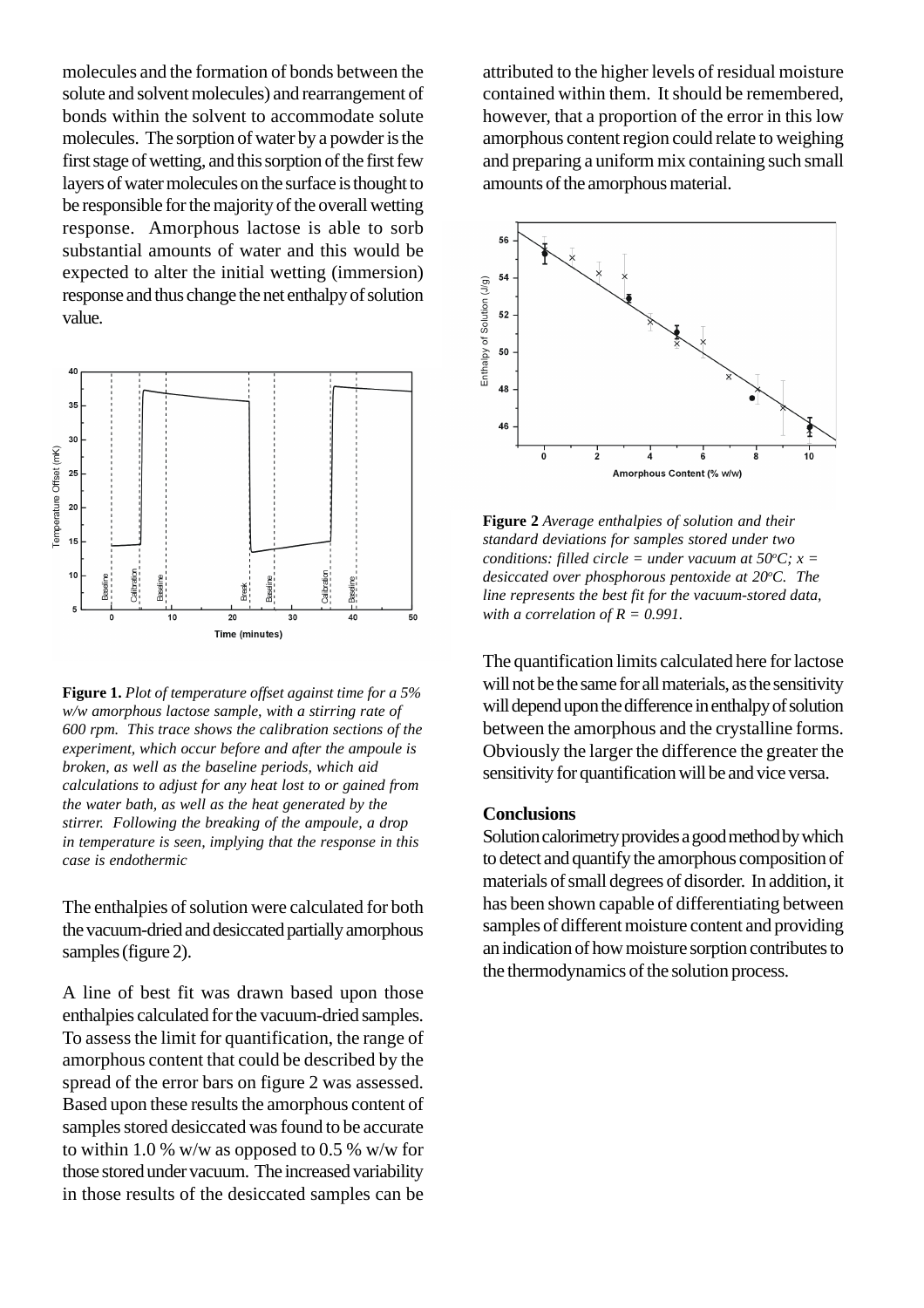molecules and the formation of bonds between the solute and solvent molecules) and rearrangement of bonds within the solvent to accommodate solute molecules. The sorption of water by a powder is the first stage of wetting, and this sorption of the first few layers of water molecules on the surface is thought to be responsible for the majority of the overall wetting response. Amorphous lactose is able to sorb substantial amounts of water and this would be expected to alter the initial wetting (immersion) response and thus change the net enthalpy of solution value.

Temperature Offset (mK)
40
35
30
25
20
15
10
5
0
10
20
30
40
50
Time (minutes)
Baseline
Calibration
Baseline
Break
Baseline
Calibration
Baseline

**Figure 1.** *Plot of temperature offset against time for a 5% w/w amorphous lactose sample, with a stirring rate of 600 rpm. This trace shows the calibration sections of the experiment, which occur before and after the ampoule is broken, as well as the baseline periods, which aid calculations to adjust for any heat lost to or gained from the water bath, as well as the heat generated by the stirrer. Following the breaking of the ampoule, a drop in temperature is seen, implying that the response in this case is endothermic*

The enthalpies of solution were calculated for both the vacuum-dried and desiccated partially amorphous samples (figure 2).

A line of best fit was drawn based upon those enthalpies calculated for the vacuum-dried samples. To assess the limit for quantification, the range of amorphous content that could be described by the spread of the error bars on figure 2 was assessed. Based upon these results the amorphous content of samples stored desiccated was found to be accurate to within 1.0 % w/w as opposed to 0.5 % w/w for those stored under vacuum. The increased variability in those results of the desiccated samples can be attributed to the higher levels of residual moisture contained within them. It should be remembered, however, that a proportion of the error in this low amorphous content region could relate to weighing and preparing a uniform mix containing such small amounts of the amorphous material.

Enthalpy of Solution (J/g)
56
54
52
50
48
46
0
2
4
6
8
10
Amorphous Content (% w/w)

**Figure 2** *Average enthalpies of solution and their standard deviations for samples stored under two conditions: filled circle = under vacuum at 50°C; x = desiccated over phosphorous pentoxide at 20°C. The line represents the best fit for the vacuum-stored data, with a correlation of R = 0.991.*

The quantification limits calculated here for lactose will not be the same for all materials, as the sensitivity will depend upon the difference in enthalpy of solution between the amorphous and the crystalline forms. Obviously the larger the difference the greater the sensitivity for quantification will be and vice versa.

## Conclusions

Solution calorimetry provides a good method by which to detect and quantify the amorphous composition of materials of small degrees of disorder. In addition, it has been shown capable of differentiating between samples of different moisture content and providing an indication of how moisture sorption contributes to the thermodynamics of the solution process.